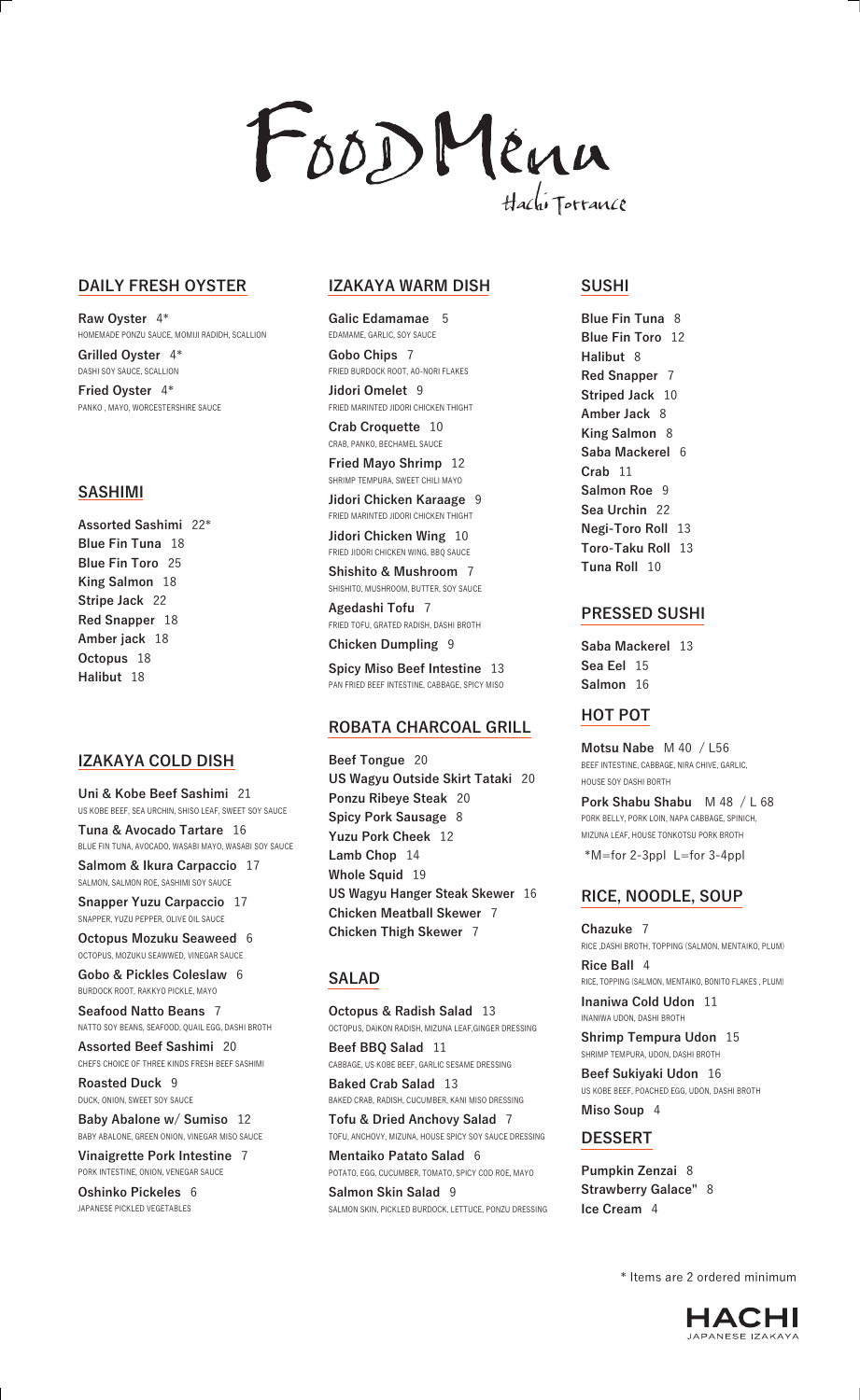# Food Menu

Hachi Torrance

## DAILY FRESH OYSTER

**Raw Oyster** 4*
HOMEMADE PONZU SAUCE, MOMIJI RADIDH, SCALLION

**Grilled Oyster** 4*
DASHI SOY SAUCE, SCALLION

**Fried Oyster** 4*
PANKO , MAYO, WORCESTERSHIRE SAUCE

## SASHIMI

**Assorted Sashimi** 22*
**Blue Fin Tuna** 18
**Blue Fin Toro** 25
**King Salmon** 18
**Stripe Jack** 22
**Red Snapper** 18
**Amber jack** 18
**Octopus** 18
**Halibut** 18

## IZAKAYA COLD DISH

**Uni & Kobe Beef Sashimi** 21
US KOBE BEEF, SEA URCHIN, SHISO LEAF, SWEET SOY SAUCE

**Tuna & Avocado Tartare** 16
BLUE FIN TUNA, AVOCADO, WASABI MAYO, WASABI SOY SAUCE

**Salmom & Ikura Carpaccio** 17
SALMON, SALMON ROE, SASHIMI SOY SAUCE

**Snapper Yuzu Carpaccio** 17
SNAPPER, YUZU PEPPER, OLIVE OIL SAUCE

**Octopus Mozuku Seaweed** 6
OCTOPUS, MOZUKU SEAWWED, VINEGAR SAUCE

**Gobo & Pickles Coleslaw** 6
BURDOCK ROOT, RAKKYO PICKLE, MAYO

**Seafood Natto Beans** 7
NATTO SOY BEANS, SEAFOOD, QUAIL EGG, DASHI BROTH

**Assorted Beef Sashimi** 20
CHEFS CHOICE OF THREE KINDS FRESH BEEF SASHIMI

**Roasted Duck** 9
DUCK, ONION, SWEET SOY SAUCE

**Baby Abalone w/ Sumiso** 12
BABY ABALONE, GREEN ONION, VINEGAR MISO SAUCE

**Vinaigrette Pork Intestine** 7
PORK INTESTINE, ONION, VENEGAR SAUCE

**Oshinko Pickeles** 6
JAPANESE PICKLED VEGETABLES

## IZAKAYA WARM DISH

**Galic Edamamae** 5
EDAMAME, GARLIC, SOY SAUCE

**Gobo Chips** 7
FRIED BURDOCK ROOT, AO-NORI FLAKES

**Jidori Omelet** 9
FRIED MARINTED JIDORI CHICKEN THIGHT

**Crab Croquette** 10
CRAB, PANKO, BECHAMEL SAUCE

**Fried Mayo Shrimp** 12
SHRIMP TEMPURA, SWEET CHILI MAYO

**Jidori Chicken Karaage** 9
FRIED MARINTED JIDORI CHICKEN THIGHT

**Jidori Chicken Wing** 10
FRIED JIDORI CHICKEN WING, BBQ SAUCE

**Shishito & Mushroom** 7
SHISHITO, MUSHROOM, BUTTER, SOY SAUCE

**Agedashi Tofu** 7
FRIED TOFU, GRATED RADISH, DASHI BROTH

**Chicken Dumpling** 9

**Spicy Miso Beef Intestine** 13
PAN FRIED BEEF INTESTINE, CABBAGE, SPICY MISO

## ROBATA CHARCOAL GRILL

**Beef Tongue** 20
**US Wagyu Outside Skirt Tataki** 20
**Ponzu Ribeye Steak** 20
**Spicy Pork Sausage** 8
**Yuzu Pork Cheek** 12
**Lamb Chop** 14
**Whole Squid** 19
**US Wagyu Hanger Steak Skewer** 16
**Chicken Meatball Skewer** 7
**Chicken Thigh Skewer** 7

## SALAD

**Octopus & Radish Salad** 13
OCTOPUS, DAIKON RADISH, MIZUNA LEAF,GINGER DRESSING

**Beef BBQ Salad** 11
CABBAGE, US KOBE BEEF, GARLIC SESAME DRESSING

**Baked Crab Salad** 13
BAKED CRAB, RADISH, CUCUMBER, KANI MISO DRESSING

**Tofu & Dried Anchovy Salad** 7
TOFU, ANCHOVY, MIZUNA, HOUSE SPICY SOY SAUCE DRESSING

**Mentaiko Patato Salad** 6
POTATO, EGG, CUCUMBER, TOMATO, SPICY COD ROE, MAYO

**Salmon Skin Salad** 9
SALMON SKIN, PICKLED BURDOCK, LETTUCE, PONZU DRESSING

## SUSHI

**Blue Fin Tuna** 8
**Blue Fin Toro** 12
**Halibut** 8
**Red Snapper** 7
**Striped Jack** 10
**Amber Jack** 8
**King Salmon** 8
**Saba Mackerel** 6
**Crab** 11
**Salmon Roe** 9
**Sea Urchin** 22
**Negi-Toro Roll** 13
**Toro-Taku Roll** 13
**Tuna Roll** 10

## PRESSED SUSHI

**Saba Mackerel** 13
**Sea Eel** 15
**Salmon** 16

## HOT POT

**Motsu Nabe** M 40 / L56
BEEF INTESTINE, CABBAGE, NIRA CHIVE, GARLIC, HOUSE SOY DASHI BORTH

**Pork Shabu Shabu** M 48 / L 68
PORK BELLY, PORK LOIN, NAPA CABBAGE, SPINICH, MIZUNA LEAF, HOUSE TONKOTSU PORK BROTH

*M=for 2-3ppl L=for 3-4ppl

## RICE, NOODLE, SOUP

**Chazuke** 7
RICE ,DASHI BROTH, TOPPING (SALMON, MENTAIKO, PLUM)

**Rice Ball** 4
RICE, TOPPING (SALMON, MENTAIKO, BONITO FLAKES , PLUM)

**Inaniwa Cold Udon** 11
INANIWA UDON, DASHI BROTH

**Shrimp Tempura Udon** 15
SHRIMP TEMPURA, UDON, DASHI BROTH

**Beef Sukiyaki Udon** 16
US KOBE BEEF, POACHED EGG, UDON, DASHI BROTH

**Miso Soup** 4

## DESSERT

**Pumpkin Zenzai** 8
**Strawberry Galace"** 8
**Ice Cream** 4

\* Items are 2 ordered minimum

HACHI
JAPANESE IZAKAYA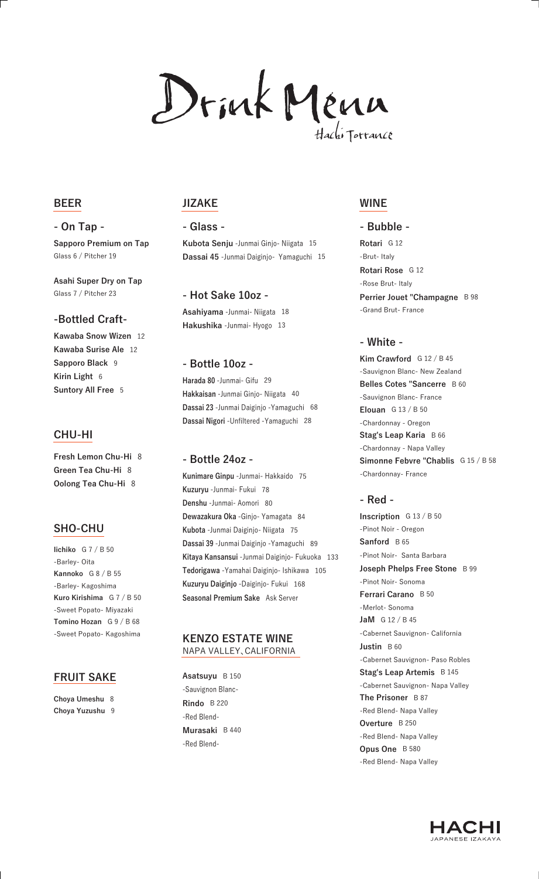# Drink Menu

Hachi Torrance

## BEER

### - On Tap -

**Sapporo Premium on Tap**
Glass 6 / Pitcher 19

**Asahi Super Dry on Tap**
Glass 7 / Pitcher 23

### -Bottled Craft-

**Kawaba Snow Wizen** 12
**Kawaba Surise Ale** 12
**Sapporo Black** 9
**Kirin Light** 6
**Suntory All Free** 5

## CHU-HI

**Fresh Lemon Chu-Hi** 8
**Green Tea Chu-Hi** 8
**Oolong Tea Chu-Hi** 8

## SHO-CHU

**Iichiko** G 7 / B 50
-Barley- Oita
**Kannoko** G 8 / B 55
-Barley- Kagoshima
**Kuro Kirishima** G 7 / B 50
-Sweet Popato- Miyazaki
**Tomino Hozan** G 9 / B 68
-Sweet Popato- Kagoshima

## FRUIT SAKE

**Choya Umeshu** 8
**Choya Yuzushu** 9

## JIZAKE

### - Glass -

**Kubota Senju** -Junmai Ginjo- Niigata 15
**Dassai 45** -Junmai Daiginjo- Yamaguchi 15

### - Hot Sake 10oz -

**Asahiyama** -Junmai- Niigata 18
**Hakushika** -Junmai- Hyogo 13

### - Bottle 10oz -

**Harada 80** -Junmai- Gifu 29
**Hakkaisan** -Junmai Ginjo- Niigata 40
**Dassai 23** -Junmai Daiginjo -Yamaguchi 68
**Dassai Nigori** -Unfiltered -Yamaguchi 28

### - Bottle 24oz -

**Kunimare Ginpu** -Junmai- Hakkaido 75
**Kuzuryu** -Junmai- Fukui 78
**Denshu** -Junmai- Aomori 80
**Dewazakura Oka** -Ginjo- Yamagata 84
**Kubota** -Junmai Daiginjo- Niigata 75
**Dassai 39** -Junmai Daiginjo -Yamaguchi 89
**Kitaya Kansansui** -Junmai Daiginjo- Fukuoka 133
**Tedorigawa** -Yamahai Daiginjo- Ishikawa 105
**Kuzuryu Daiginjo** -Daiginjo- Fukui 168
**Seasonal Premium Sake** Ask Server

## KENZO ESTATE WINE

NAPA VALLEY、CALIFORNIA

**Asatsuyu** B 150
-Sauvignon Blanc-
**Rindo** B 220
-Red Blend-
**Murasaki** B 440
-Red Blend-

## WINE

### - Bubble -

**Rotari** G 12
-Brut- Italy
**Rotari Rose** G 12
-Rose Brut- Italy
**Perrier Jouet "Champagne** B 98
-Grand Brut- France

### - White -

**Kim Crawford** G 12 / B 45
-Sauvignon Blanc- New Zealand
**Belles Cotes "Sancerre** B 60
-Sauvignon Blanc- France
**Elouan** G 13 / B 50
-Chardonnay - Oregon
**Stag's Leap Karia** B 66
-Chardonnay - Napa Valley
**Simonne Febvre "Chablis** G 15 / B 58
-Chardonnay- France

### - Red -

**Inscription** G 13 / B 50
-Pinot Noir - Oregon
**Sanford** B 65
-Pinot Noir- Santa Barbara
**Joseph Phelps Free Stone** B 99
-Pinot Noir- Sonoma
**Ferrari Carano** B 50
-Merlot- Sonoma
**JaM** G 12 / B 45
-Cabernet Sauvignon- California
**Justin** B 60
-Cabernet Sauvignon- Paso Robles
**Stag's Leap Artemis** B 145
-Cabernet Sauvignon- Napa Valley
**The Prisoner** B 87
-Red Blend- Napa Valley
**Overture** B 250
-Red Blend- Napa Valley
**Opus One** B 580
-Red Blend- Napa Valley

HACHI
JAPANESE IZAKAYA